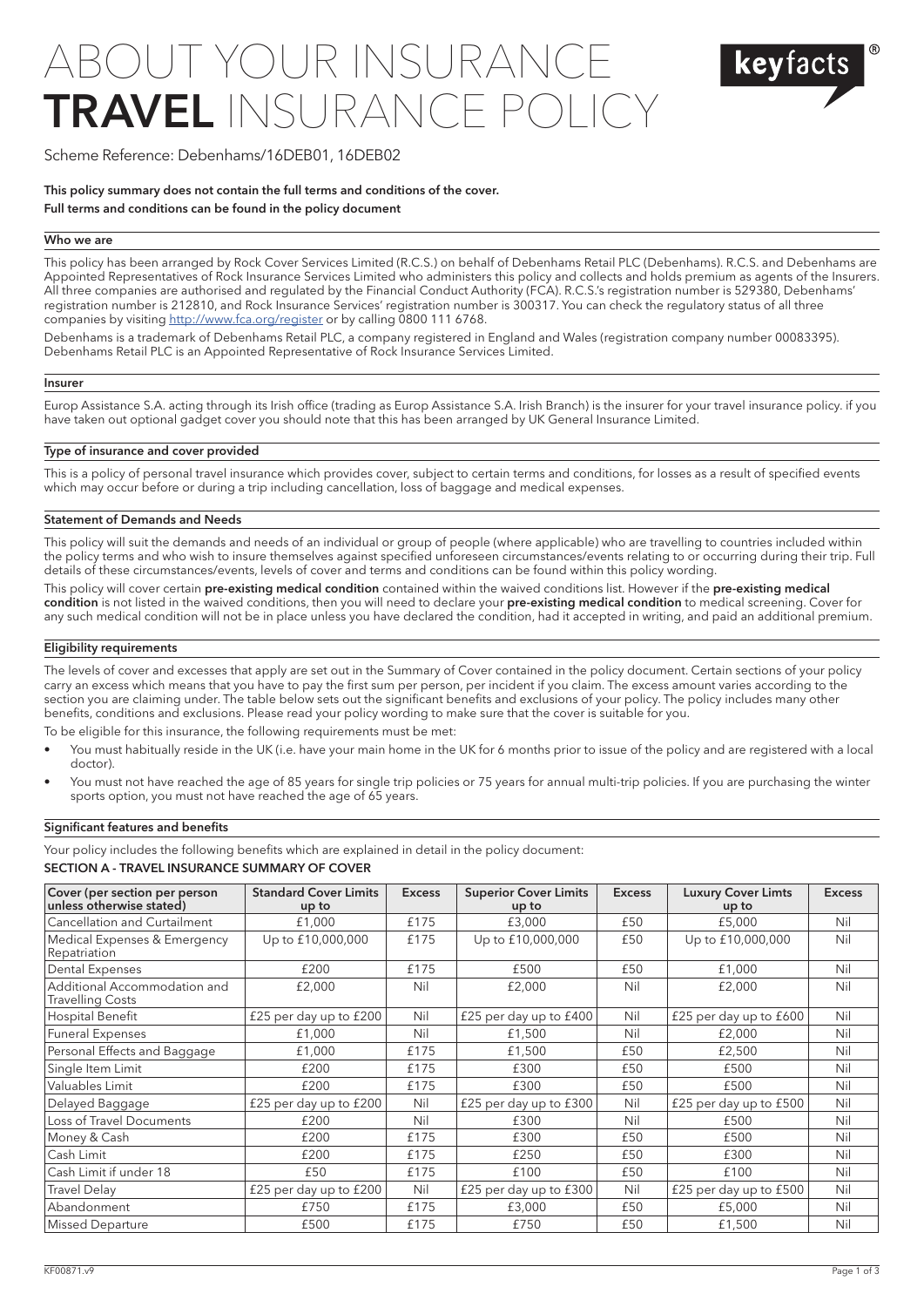# ABOUT YOUR INSURANCE **TRAVEL** INSURANCE POLICY

keyfacts®

Scheme Reference: Debenhams/16DEB01, 16DEB02

**This policy summary does not contain the full terms and conditions of the cover.**
**Full terms and conditions can be found in the policy document**

### Who we are

This policy has been arranged by Rock Cover Services Limited (R.C.S.) on behalf of Debenhams Retail PLC (Debenhams). R.C.S. and Debenhams are Appointed Representatives of Rock Insurance Services Limited who administers this policy and collects and holds premium as agents of the Insurers. All three companies are authorised and regulated by the Financial Conduct Authority (FCA). R.C.S.'s registration number is 529380, Debenhams' registration number is 212810, and Rock Insurance Services' registration number is 300317. You can check the regulatory status of all three companies by visiting http://www.fca.org/register or by calling 0800 111 6768.

Debenhams is a trademark of Debenhams Retail PLC, a company registered in England and Wales (registration company number 00083395). Debenhams Retail PLC is an Appointed Representative of Rock Insurance Services Limited.

### Insurer

Europ Assistance S.A. acting through its Irish office (trading as Europ Assistance S.A. Irish Branch) is the insurer for your travel insurance policy. if you have taken out optional gadget cover you should note that this has been arranged by UK General Insurance Limited.

### Type of insurance and cover provided

This is a policy of personal travel insurance which provides cover, subject to certain terms and conditions, for losses as a result of specified events which may occur before or during a trip including cancellation, loss of baggage and medical expenses.

### Statement of Demands and Needs

This policy will suit the demands and needs of an individual or group of people (where applicable) who are travelling to countries included within the policy terms and who wish to insure themselves against specified unforeseen circumstances/events relating to or occurring during their trip. Full details of these circumstances/events, levels of cover and terms and conditions can be found within this policy wording.

This policy will cover certain **pre-existing medical condition** contained within the waived conditions list. However if the **pre-existing medical condition** is not listed in the waived conditions, then you will need to declare your **pre-existing medical condition** to medical screening. Cover for any such medical condition will not be in place unless you have declared the condition, had it accepted in writing, and paid an additional premium.

### Eligibility requirements

The levels of cover and excesses that apply are set out in the Summary of Cover contained in the policy document. Certain sections of your policy carry an excess which means that you have to pay the first sum per person, per incident if you claim. The excess amount varies according to the section you are claiming under. The table below sets out the significant benefits and exclusions of your policy. The policy includes many other benefits, conditions and exclusions. Please read your policy wording to make sure that the cover is suitable for you.

To be eligible for this insurance, the following requirements must be met:

- You must habitually reside in the UK (i.e. have your main home in the UK for 6 months prior to issue of the policy and are registered with a local doctor).
- You must not have reached the age of 85 years for single trip policies or 75 years for annual multi-trip policies. If you are purchasing the winter sports option, you must not have reached the age of 65 years.

### Significant features and benefits

Your policy includes the following benefits which are explained in detail in the policy document:

**SECTION A - TRAVEL INSURANCE SUMMARY OF COVER**

| Cover (per section per person unless otherwise stated) | Standard Cover Limits up to | Excess | Superior Cover Limits up to | Excess | Luxury Cover Limts up to | Excess |
|---|---|---|---|---|---|---|
| Cancellation and Curtailment | £1,000 | £175 | £3,000 | £50 | £5,000 | Nil |
| Medical Expenses & Emergency Repatriation | Up to £10,000,000 | £175 | Up to £10,000,000 | £50 | Up to £10,000,000 | Nil |
| Dental Expenses | £200 | £175 | £500 | £50 | £1,000 | Nil |
| Additional Accommodation and Travelling Costs | £2,000 | Nil | £2,000 | Nil | £2,000 | Nil |
| Hospital Benefit | £25 per day up to £200 | Nil | £25 per day up to £400 | Nil | £25 per day up to £600 | Nil |
| Funeral Expenses | £1,000 | Nil | £1,500 | Nil | £2,000 | Nil |
| Personal Effects and Baggage | £1,000 | £175 | £1,500 | £50 | £2,500 | Nil |
| Single Item Limit | £200 | £175 | £300 | £50 | £500 | Nil |
| Valuables Limit | £200 | £175 | £300 | £50 | £500 | Nil |
| Delayed Baggage | £25 per day up to £200 | Nil | £25 per day up to £300 | Nil | £25 per day up to £500 | Nil |
| Loss of Travel Documents | £200 | Nil | £300 | Nil | £500 | Nil |
| Money & Cash | £200 | £175 | £300 | £50 | £500 | Nil |
| Cash Limit | £200 | £175 | £250 | £50 | £300 | Nil |
| Cash Limit if under 18 | £50 | £175 | £100 | £50 | £100 | Nil |
| Travel Delay | £25 per day up to £200 | Nil | £25 per day up to £300 | Nil | £25 per day up to £500 | Nil |
| Abandonment | £750 | £175 | £3,000 | £50 | £5,000 | Nil |
| Missed Departure | £500 | £175 | £750 | £50 | £1,500 | Nil |

KF00871.v9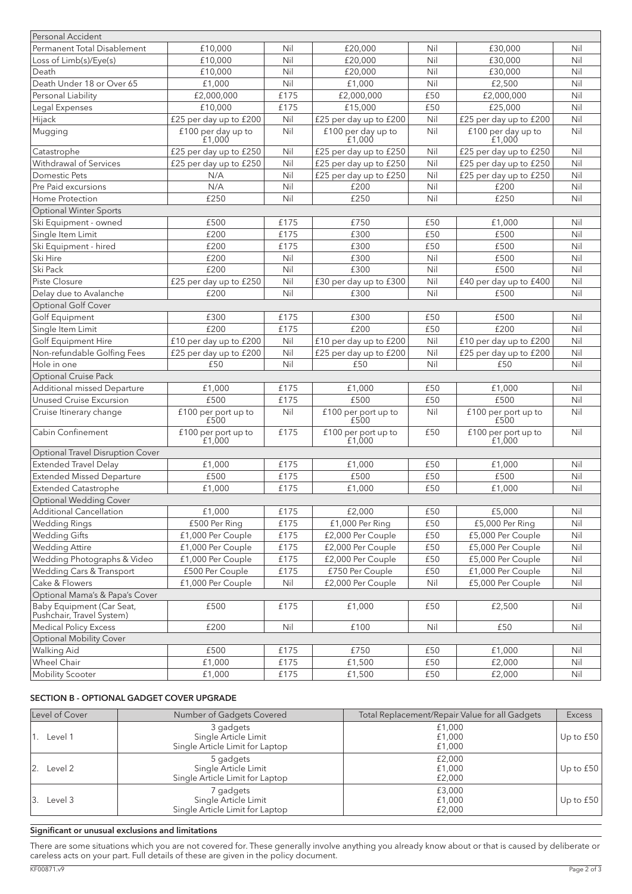| Personal Accident | | | | | | |
|---|---|---|---|---|---|---|
| Permanent Total Disablement | £10,000 | Nil | £20,000 | Nil | £30,000 | Nil |
| Loss of Limb(s)/Eye(s) | £10,000 | Nil | £20,000 | Nil | £30,000 | Nil |
| Death | £10,000 | Nil | £20,000 | Nil | £30,000 | Nil |
| Death Under 18 or Over 65 | £1,000 | Nil | £1,000 | Nil | £2,500 | Nil |
| Personal Liability | £2,000,000 | £175 | £2,000,000 | £50 | £2,000,000 | Nil |
| Legal Expenses | £10,000 | £175 | £15,000 | £50 | £25,000 | Nil |
| Hijack | £25 per day up to £200 | Nil | £25 per day up to £200 | Nil | £25 per day up to £200 | Nil |
| Mugging | £100 per day up to £1,000 | Nil | £100 per day up to £1,000 | Nil | £100 per day up to £1,000 | Nil |
| Catastrophe | £25 per day up to £250 | Nil | £25 per day up to £250 | Nil | £25 per day up to £250 | Nil |
| Withdrawal of Services | £25 per day up to £250 | Nil | £25 per day up to £250 | Nil | £25 per day up to £250 | Nil |
| Domestic Pets | N/A | Nil | £25 per day up to £250 | Nil | £25 per day up to £250 | Nil |
| Pre Paid excursions | N/A | Nil | £200 | Nil | £200 | Nil |
| Home Protection | £250 | Nil | £250 | Nil | £250 | Nil |
| Optional Winter Sports | | | | | | |
| Ski Equipment - owned | £500 | £175 | £750 | £50 | £1,000 | Nil |
| Single Item Limit | £200 | £175 | £300 | £50 | £500 | Nil |
| Ski Equipment - hired | £200 | £175 | £300 | £50 | £500 | Nil |
| Ski Hire | £200 | Nil | £300 | Nil | £500 | Nil |
| Ski Pack | £200 | Nil | £300 | Nil | £500 | Nil |
| Piste Closure | £25 per day up to £250 | Nil | £30 per day up to £300 | Nil | £40 per day up to £400 | Nil |
| Delay due to Avalanche | £200 | Nil | £300 | Nil | £500 | Nil |
| Optional Golf Cover | | | | | | |
| Golf Equipment | £300 | £175 | £300 | £50 | £500 | Nil |
| Single Item Limit | £200 | £175 | £200 | £50 | £200 | Nil |
| Golf Equipment Hire | £10 per day up to £200 | Nil | £10 per day up to £200 | Nil | £10 per day up to £200 | Nil |
| Non-refundable Golfing Fees | £25 per day up to £200 | Nil | £25 per day up to £200 | Nil | £25 per day up to £200 | Nil |
| Hole in one | £50 | Nil | £50 | Nil | £50 | Nil |
| Optional Cruise Pack | | | | | | |
| Additional missed Departure | £1,000 | £175 | £1,000 | £50 | £1,000 | Nil |
| Unused Cruise Excursion | £500 | £175 | £500 | £50 | £500 | Nil |
| Cruise Itinerary change | £100 per port up to £500 | Nil | £100 per port up to £500 | Nil | £100 per port up to £500 | Nil |
| Cabin Confinement | £100 per port up to £1,000 | £175 | £100 per port up to £1,000 | £50 | £100 per port up to £1,000 | Nil |
| Optional Travel Disruption Cover | | | | | | |
| Extended Travel Delay | £1,000 | £175 | £1,000 | £50 | £1,000 | Nil |
| Extended Missed Departure | £500 | £175 | £500 | £50 | £500 | Nil |
| Extended Catastrophe | £1,000 | £175 | £1,000 | £50 | £1,000 | Nil |
| Optional Wedding Cover | | | | | | |
| Additional Cancellation | £1,000 | £175 | £2,000 | £50 | £5,000 | Nil |
| Wedding Rings | £500 Per Ring | £175 | £1,000 Per Ring | £50 | £5,000 Per Ring | Nil |
| Wedding Gifts | £1,000 Per Couple | £175 | £2,000 Per Couple | £50 | £5,000 Per Couple | Nil |
| Wedding Attire | £1,000 Per Couple | £175 | £2,000 Per Couple | £50 | £5,000 Per Couple | Nil |
| Wedding Photographs & Video | £1,000 Per Couple | £175 | £2,000 Per Couple | £50 | £5,000 Per Couple | Nil |
| Wedding Cars & Transport | £500 Per Couple | £175 | £750 Per Couple | £50 | £1,000 Per Couple | Nil |
| Cake & Flowers | £1,000 Per Couple | Nil | £2,000 Per Couple | Nil | £5,000 Per Couple | Nil |
| Optional Mama's & Papa's Cover | | | | | | |
| Baby Equipment (Car Seat, Pushchair, Travel System) | £500 | £175 | £1,000 | £50 | £2,500 | Nil |
| Medical Policy Excess | £200 | Nil | £100 | Nil | £50 | Nil |
| Optional Mobility Cover | | | | | | |
| Walking Aid | £500 | £175 | £750 | £50 | £1,000 | Nil |
| Wheel Chair | £1,000 | £175 | £1,500 | £50 | £2,000 | Nil |
| Mobility Scooter | £1,000 | £175 | £1,500 | £50 | £2,000 | Nil |

### SECTION B - OPTIONAL GADGET COVER UPGRADE

| Level of Cover | Number of Gadgets Covered | Total Replacement/Repair Value for all Gadgets | Excess |
|---|---|---|---|
| 1. Level 1 | 3 gadgets<br>Single Article Limit<br>Single Article Limit for Laptop | £1,000<br>£1,000<br>£1,000 | Up to £50 |
| 2. Level 2 | 5 gadgets<br>Single Article Limit<br>Single Article Limit for Laptop | £2,000<br>£1,000<br>£2,000 | Up to £50 |
| 3. Level 3 | 7 gadgets<br>Single Article Limit<br>Single Article Limit for Laptop | £3,000<br>£1,000<br>£2,000 | Up to £50 |

**Significant or unusual exclusions and limitations**

There are some situations which you are not covered for. These generally involve anything you already know about or that is caused by deliberate or careless acts on your part. Full details of these are given in the policy document.

KF00871.v9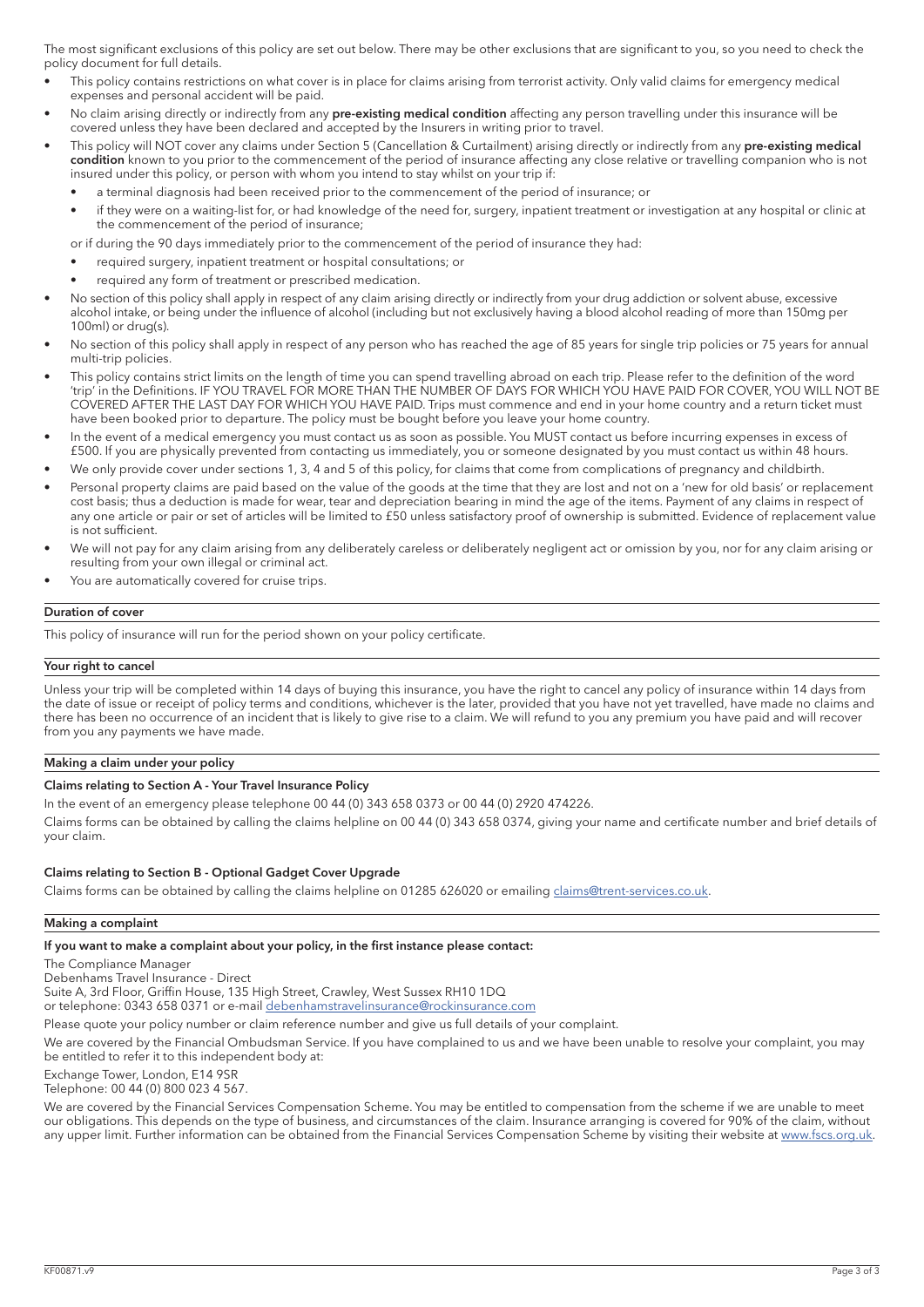The most significant exclusions of this policy are set out below. There may be other exclusions that are significant to you, so you need to check the policy document for full details.

- This policy contains restrictions on what cover is in place for claims arising from terrorist activity. Only valid claims for emergency medical expenses and personal accident will be paid.
- No claim arising directly or indirectly from any **pre-existing medical condition** affecting any person travelling under this insurance will be covered unless they have been declared and accepted by the Insurers in writing prior to travel.
- This policy will NOT cover any claims under Section 5 (Cancellation & Curtailment) arising directly or indirectly from any **pre-existing medical condition** known to you prior to the commencement of the period of insurance affecting any close relative or travelling companion who is not insured under this policy, or person with whom you intend to stay whilst on your trip if:
  - a terminal diagnosis had been received prior to the commencement of the period of insurance; or
  - if they were on a waiting-list for, or had knowledge of the need for, surgery, inpatient treatment or investigation at any hospital or clinic at the commencement of the period of insurance;

  or if during the 90 days immediately prior to the commencement of the period of insurance they had:
  - required surgery, inpatient treatment or hospital consultations; or
  - required any form of treatment or prescribed medication.
- No section of this policy shall apply in respect of any claim arising directly or indirectly from your drug addiction or solvent abuse, excessive alcohol intake, or being under the influence of alcohol (including but not exclusively having a blood alcohol reading of more than 150mg per 100ml) or drug(s).
- No section of this policy shall apply in respect of any person who has reached the age of 85 years for single trip policies or 75 years for annual multi-trip policies.
- This policy contains strict limits on the length of time you can spend travelling abroad on each trip. Please refer to the definition of the word 'trip' in the Definitions. IF YOU TRAVEL FOR MORE THAN THE NUMBER OF DAYS FOR WHICH YOU HAVE PAID FOR COVER, YOU WILL NOT BE COVERED AFTER THE LAST DAY FOR WHICH YOU HAVE PAID. Trips must commence and end in your home country and a return ticket must have been booked prior to departure. The policy must be bought before you leave your home country.
- In the event of a medical emergency you must contact us as soon as possible. You MUST contact us before incurring expenses in excess of £500. If you are physically prevented from contacting us immediately, you or someone designated by you must contact us within 48 hours.
- We only provide cover under sections 1, 3, 4 and 5 of this policy, for claims that come from complications of pregnancy and childbirth.
- Personal property claims are paid based on the value of the goods at the time that they are lost and not on a 'new for old basis' or replacement cost basis; thus a deduction is made for wear, tear and depreciation bearing in mind the age of the items. Payment of any claims in respect of any one article or pair or set of articles will be limited to £50 unless satisfactory proof of ownership is submitted. Evidence of replacement value is not sufficient.
- We will not pay for any claim arising from any deliberately careless or deliberately negligent act or omission by you, nor for any claim arising or resulting from your own illegal or criminal act.
- You are automatically covered for cruise trips.

## Duration of cover

This policy of insurance will run for the period shown on your policy certificate.

## Your right to cancel

Unless your trip will be completed within 14 days of buying this insurance, you have the right to cancel any policy of insurance within 14 days from the date of issue or receipt of policy terms and conditions, whichever is the later, provided that you have not yet travelled, have made no claims and there has been no occurrence of an incident that is likely to give rise to a claim. We will refund to you any premium you have paid and will recover from you any payments we have made.

## Making a claim under your policy

### Claims relating to Section A - Your Travel Insurance Policy

In the event of an emergency please telephone 00 44 (0) 343 658 0373 or 00 44 (0) 2920 474226.

Claims forms can be obtained by calling the claims helpline on 00 44 (0) 343 658 0374, giving your name and certificate number and brief details of your claim.

### Claims relating to Section B - Optional Gadget Cover Upgrade

Claims forms can be obtained by calling the claims helpline on 01285 626020 or emailing claims@trent-services.co.uk.

## Making a complaint

### If you want to make a complaint about your policy, in the first instance please contact:

The Compliance Manager
Debenhams Travel Insurance - Direct
Suite A, 3rd Floor, Griffin House, 135 High Street, Crawley, West Sussex RH10 1DQ
or telephone: 0343 658 0371 or e-mail debenhamstravelinsurance@rockinsurance.com

Please quote your policy number or claim reference number and give us full details of your complaint.

We are covered by the Financial Ombudsman Service. If you have complained to us and we have been unable to resolve your complaint, you may be entitled to refer it to this independent body at:

Exchange Tower, London, E14 9SR
Telephone: 00 44 (0) 800 023 4 567.

We are covered by the Financial Services Compensation Scheme. You may be entitled to compensation from the scheme if we are unable to meet our obligations. This depends on the type of business, and circumstances of the claim. Insurance arranging is covered for 90% of the claim, without any upper limit. Further information can be obtained from the Financial Services Compensation Scheme by visiting their website at www.fscs.org.uk.

KF00871.v9